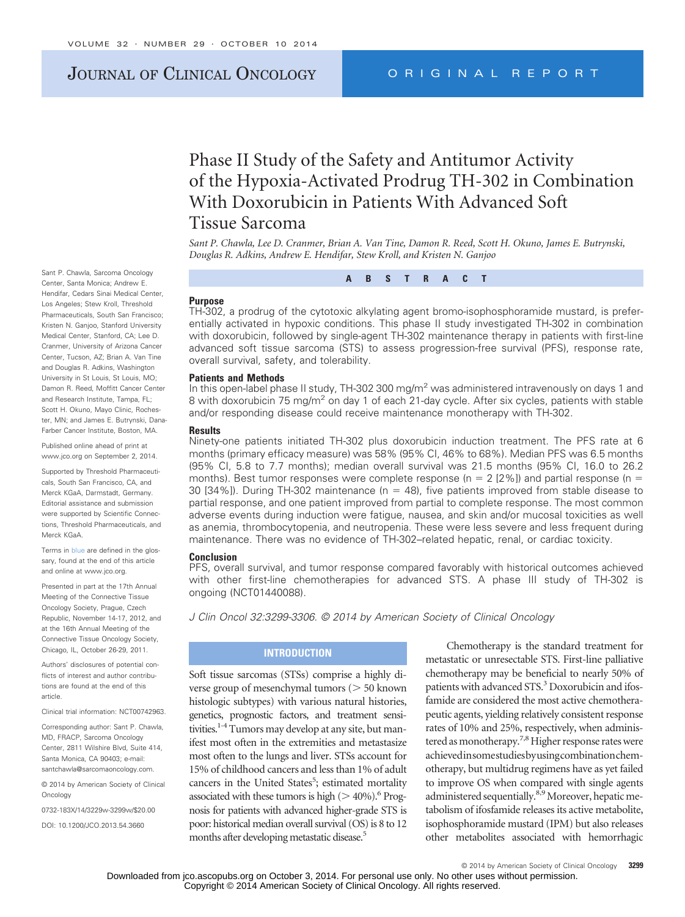# Phase II Study of the Safety and Antitumor Activity of the Hypoxia-Activated Prodrug TH-302 in Combination With Doxorubicin in Patients With Advanced Soft Tissue Sarcoma

*Sant P. Chawla, Lee D. Cranmer, Brian A. Van Tine, Damon R. Reed, Scott H. Okuno, James E. Butrynski, Douglas R. Adkins, Andrew E. Hendifar, Stew Kroll, and Kristen N. Ganjoo*

Sant P. Chawla, Sarcoma Oncology Center, Santa Monica; Andrew E. Hendifar, Cedars Sinai Medical Center, Los Angeles; Stew Kroll, Threshold Pharmaceuticals, South San Francisco; Kristen N. Ganjoo, Stanford University Medical Center, Stanford, CA; Lee D. Cranmer, University of Arizona Cancer Center, Tucson, AZ; Brian A. Van Tine and Douglas R. Adkins, Washington University in St Louis, St Louis, MO; Damon R. Reed, Moffitt Cancer Center and Research Institute, Tampa, FL; Scott H. Okuno, Mayo Clinic, Rochester, MN; and James E. Butrynski, Dana-Farber Cancer Institute, Boston, MA.

Published online ahead of print at www.jco.org on September 2, 2014.

Supported by Threshold Pharmaceuticals, South San Francisco, CA, and Merck KGaA, Darmstadt, Germany. Editorial assistance and submission were supported by Scientific Connections, Threshold Pharmaceuticals, and Merck KGaA.

Terms in blue are defined in the glossary, found at the end of this article and online at www.jco.org.

Presented in part at the 17th Annual Meeting of the Connective Tissue Oncology Society, Prague, Czech Republic, November 14-17, 2012, and at the 16th Annual Meeting of the Connective Tissue Oncology Society, Chicago, IL, October 26-29, 2011.

Authors' disclosures of potential conflicts of interest and author contributions are found at the end of this article.

Clinical trial information: NCT00742963.

Corresponding author: Sant P. Chawla, MD, FRACP, Sarcoma Oncology Center, 2811 Wilshire Blvd, Suite 414, Santa Monica, CA 90403; e-mail: santchawla@sarcomaoncology.com.

© 2014 by American Society of Clinical Oncology

0732-183X/14/3229w-3299w/$20.00

DOI: 10.1200/JCO.2013.54.3660

## ABSTRACT

### Purpose

TH-302, a prodrug of the cytotoxic alkylating agent bromo-isophosphoramide mustard, is preferentially activated in hypoxic conditions. This phase II study investigated TH-302 in combination with doxorubicin, followed by single-agent TH-302 maintenance therapy in patients with first-line advanced soft tissue sarcoma (STS) to assess progression-free survival (PFS), response rate, overall survival, safety, and tolerability.

### Patients and Methods

In this open-label phase II study, TH-302 300 mg/m$^2$ was administered intravenously on days 1 and 8 with doxorubicin 75 mg/m$^2$ on day 1 of each 21-day cycle. After six cycles, patients with stable and/or responding disease could receive maintenance monotherapy with TH-302.

### Results

Ninety-one patients initiated TH-302 plus doxorubicin induction treatment. The PFS rate at 6 months (primary efficacy measure) was 58% (95% CI, 46% to 68%). Median PFS was 6.5 months (95% CI, 5.8 to 7.7 months); median overall survival was 21.5 months (95% CI, 16.0 to 26.2 months). Best tumor responses were complete response (n = 2 [2%]) and partial response (n = 30 [34%]). During TH-302 maintenance (n = 48), five patients improved from stable disease to partial response, and one patient improved from partial to complete response. The most common adverse events during induction were fatigue, nausea, and skin and/or mucosal toxicities as well as anemia, thrombocytopenia, and neutropenia. These were less severe and less frequent during maintenance. There was no evidence of TH-302–related hepatic, renal, or cardiac toxicity.

### Conclusion

PFS, overall survival, and tumor response compared favorably with historical outcomes achieved with other first-line chemotherapies for advanced STS. A phase III study of TH-302 is ongoing (NCT01440088).

*J Clin Oncol 32:3299-3306. © 2014 by American Society of Clinical Oncology*

## INTRODUCTION

Soft tissue sarcomas (STSs) comprise a highly diverse group of mesenchymal tumors (> 50 known histologic subtypes) with various natural histories, genetics, prognostic factors, and treatment sensitivities.[1-4] Tumors may develop at any site, but manifest most often in the extremities and metastasize most often to the lungs and liver. STSs account for 15% of childhood cancers and less than 1% of adult cancers in the United States[5]; estimated mortality associated with these tumors is high (> 40%).[6] Prognosis for patients with advanced higher-grade STS is poor: historical median overall survival (OS) is 8 to 12 months after developing metastatic disease.[5]

Chemotherapy is the standard treatment for metastatic or unresectable STS. First-line palliative chemotherapy may be beneficial to nearly 50% of patients with advanced STS.[3] Doxorubicin and ifosfamide are considered the most active chemotherapeutic agents, yielding relatively consistent response rates of 10% and 25%, respectively, when administered as monotherapy.[7,8] Higher response rates were achieved in some studies by using combination chemotherapy, but multidrug regimens have as yet failed to improve OS when compared with single agents administered sequentially.[8,9] Moreover, hepatic metabolism of ifosfamide releases its active metabolite, isophosphoramide mustard (IPM) but also releases other metabolites associated with hemorrhagic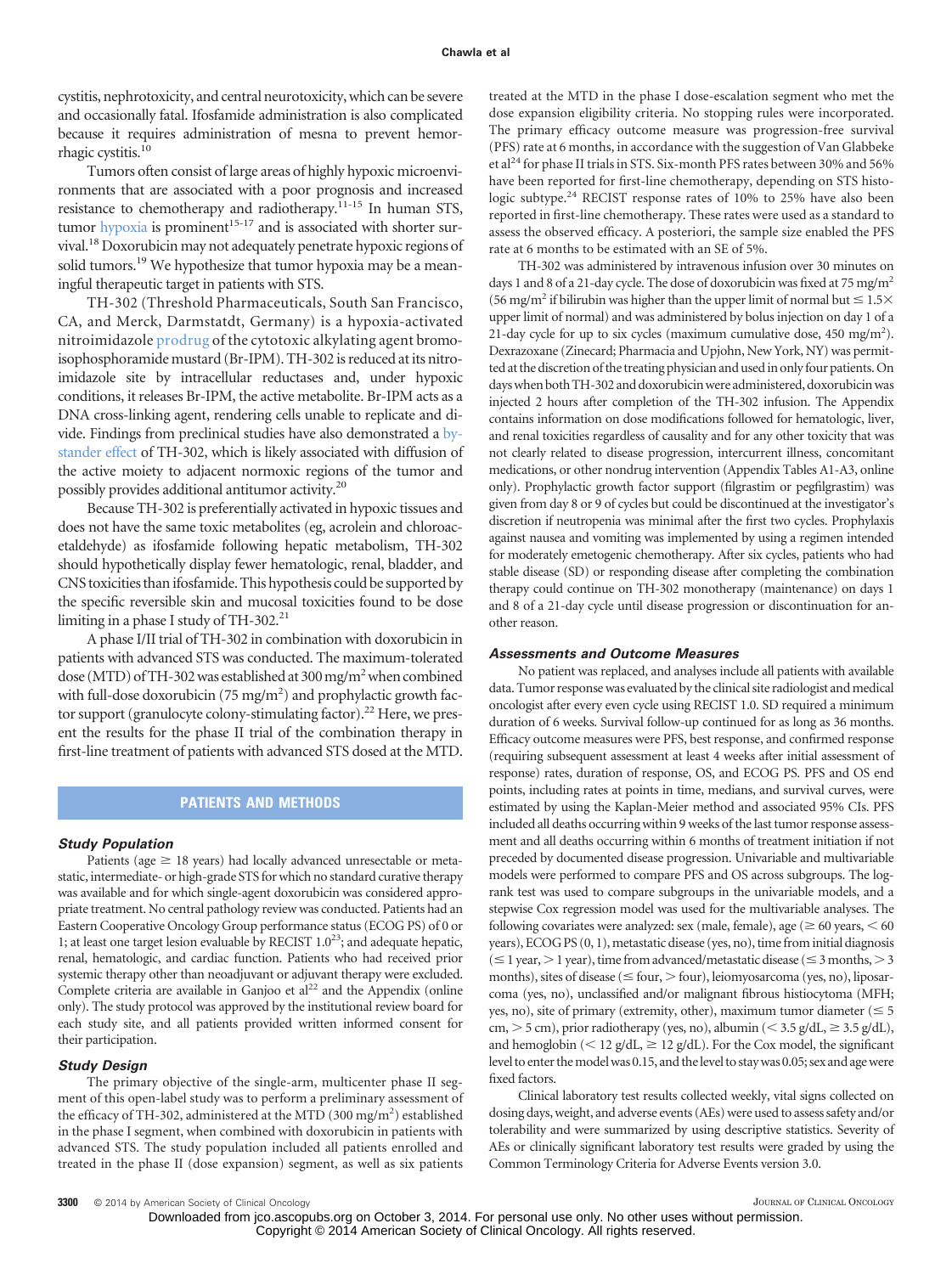cystitis, nephrotoxicity, and central neurotoxicity, which can be severe and occasionally fatal. Ifosfamide administration is also complicated because it requires administration of mesna to prevent hemorrhagic cystitis.[10]

Tumors often consist of large areas of highly hypoxic microenvironments that are associated with a poor prognosis and increased resistance to chemotherapy and radiotherapy.[11-15] In human STS, tumor hypoxia is prominent[15-17] and is associated with shorter survival.[18] Doxorubicin may not adequately penetrate hypoxic regions of solid tumors.[19] We hypothesize that tumor hypoxia may be a meaningful therapeutic target in patients with STS.

TH-302 (Threshold Pharmaceuticals, South San Francisco, CA, and Merck, Darmstadt, Germany) is a hypoxia-activated nitroimidazole prodrug of the cytotoxic alkylating agent bromo-isophosphoramide mustard (Br-IPM). TH-302 is reduced at its nitroimidazole site by intracellular reductases and, under hypoxic conditions, it releases Br-IPM, the active metabolite. Br-IPM acts as a DNA cross-linking agent, rendering cells unable to replicate and divide. Findings from preclinical studies have also demonstrated a bystander effect of TH-302, which is likely associated with diffusion of the active moiety to adjacent normoxic regions of the tumor and possibly provides additional antitumor activity.[20]

Because TH-302 is preferentially activated in hypoxic tissues and does not have the same toxic metabolites (eg, acrolein and chloroacetaldehyde) as ifosfamide following hepatic metabolism, TH-302 should hypothetically display fewer hematologic, renal, bladder, and CNS toxicities than ifosfamide. This hypothesis could be supported by the specific reversible skin and mucosal toxicities found to be dose limiting in a phase I study of TH-302.[21]

A phase I/II trial of TH-302 in combination with doxorubicin in patients with advanced STS was conducted. The maximum-tolerated dose (MTD) of TH-302 was established at 300 mg/m$^2$ when combined with full-dose doxorubicin (75 mg/m$^2$) and prophylactic growth factor support (granulocyte colony-stimulating factor).[22] Here, we present the results for the phase II trial of the combination therapy in first-line treatment of patients with advanced STS dosed at the MTD.

## PATIENTS AND METHODS

### Study Population

Patients (age ≥ 18 years) had locally advanced unresectable or metastatic, intermediate- or high-grade STS for which no standard curative therapy was available and for which single-agent doxorubicin was considered appropriate treatment. No central pathology review was conducted. Patients had an Eastern Cooperative Oncology Group performance status (ECOG PS) of 0 or 1; at least one target lesion evaluable by RECIST 1.0[23]; and adequate hepatic, renal, hematologic, and cardiac function. Patients who had received prior systemic therapy other than neoadjuvant or adjuvant therapy were excluded. Complete criteria are available in Ganjoo et al[22] and the Appendix (online only). The study protocol was approved by the institutional review board for each study site, and all patients provided written informed consent for their participation.

### Study Design

The primary objective of the single-arm, multicenter phase II segment of this open-label study was to perform a preliminary assessment of the efficacy of TH-302, administered at the MTD (300 mg/m$^2$) established in the phase I segment, when combined with doxorubicin in patients with advanced STS. The study population included all patients enrolled and treated in the phase II (dose expansion) segment, as well as six patients treated at the MTD in the phase I dose-escalation segment who met the dose expansion eligibility criteria. No stopping rules were incorporated. The primary efficacy outcome measure was progression-free survival (PFS) rate at 6 months, in accordance with the suggestion of Van Glabbeke et al[24] for phase II trials in STS. Six-month PFS rates between 30% and 56% have been reported for first-line chemotherapy, depending on STS histologic subtype.[24] RECIST response rates of 10% to 25% have also been reported in first-line chemotherapy. These rates were used as a standard to assess the observed efficacy. A posteriori, the sample size enabled the PFS rate at 6 months to be estimated with an SE of 5%.

TH-302 was administered by intravenous infusion over 30 minutes on days 1 and 8 of a 21-day cycle. The dose of doxorubicin was fixed at 75 mg/m$^2$ (56 mg/m$^2$ if bilirubin was higher than the upper limit of normal but ≤ 1.5× upper limit of normal) and was administered by bolus injection on day 1 of a 21-day cycle for up to six cycles (maximum cumulative dose, 450 mg/m$^2$). Dexrazoxane (Zinecard; Pharmacia and Upjohn, New York, NY) was permitted at the discretion of the treating physician and used in only four patients. On days when both TH-302 and doxorubicin were administered, doxorubicin was injected 2 hours after completion of the TH-302 infusion. The Appendix contains information on dose modifications followed for hematologic, liver, and renal toxicities regardless of causality and for any other toxicity that was not clearly related to disease progression, intercurrent illness, concomitant medications, or other nondrug intervention (Appendix Tables A1-A3, online only). Prophylactic growth factor support (filgrastim or pegfilgrastim) was given from day 8 or 9 of cycles but could be discontinued at the investigator's discretion if neutropenia was minimal after the first two cycles. Prophylaxis against nausea and vomiting was implemented by using a regimen intended for moderately emetogenic chemotherapy. After six cycles, patients who had stable disease (SD) or responding disease after completing the combination therapy could continue on TH-302 monotherapy (maintenance) on days 1 and 8 of a 21-day cycle until disease progression or discontinuation for another reason.

### Assessments and Outcome Measures

No patient was replaced, and analyses include all patients with available data. Tumor response was evaluated by the clinical site radiologist and medical oncologist after every even cycle using RECIST 1.0. SD required a minimum duration of 6 weeks. Survival follow-up continued for as long as 36 months. Efficacy outcome measures were PFS, best response, and confirmed response (requiring subsequent assessment at least 4 weeks after initial assessment of response) rates, duration of response, OS, and ECOG PS. PFS and OS end points, including rates at points in time, medians, and survival curves, were estimated by using the Kaplan-Meier method and associated 95% CIs. PFS included all deaths occurring within 9 weeks of the last tumor response assessment and all deaths occurring within 6 months of treatment initiation if not preceded by documented disease progression. Univariable and multivariable models were performed to compare PFS and OS across subgroups. The log-rank test was used to compare subgroups in the univariable models, and a stepwise Cox regression model was used for the multivariable analyses. The following covariates were analyzed: sex (male, female), age (≥ 60 years, < 60 years), ECOG PS (0, 1), metastatic disease (yes, no), time from initial diagnosis (≤ 1 year, > 1 year), time from advanced/metastatic disease (≤ 3 months, > 3 months), sites of disease (≤ four, > four), leiomyosarcoma (yes, no), liposarcoma (yes, no), unclassified and/or malignant fibrous histiocytoma (MFH; yes, no), site of primary (extremity, other), maximum tumor diameter (≤ 5 cm, > 5 cm), prior radiotherapy (yes, no), albumin (< 3.5 g/dL, ≥ 3.5 g/dL), and hemoglobin (< 12 g/dL, ≥ 12 g/dL). For the Cox model, the significant level to enter the model was 0.15, and the level to stay was 0.05; sex and age were fixed factors.

Clinical laboratory test results collected weekly, vital signs collected on dosing days, weight, and adverse events (AEs) were used to assess safety and/or tolerability and were summarized by using descriptive statistics. Severity of AEs or clinically significant laboratory test results were graded by using the Common Terminology Criteria for Adverse Events version 3.0.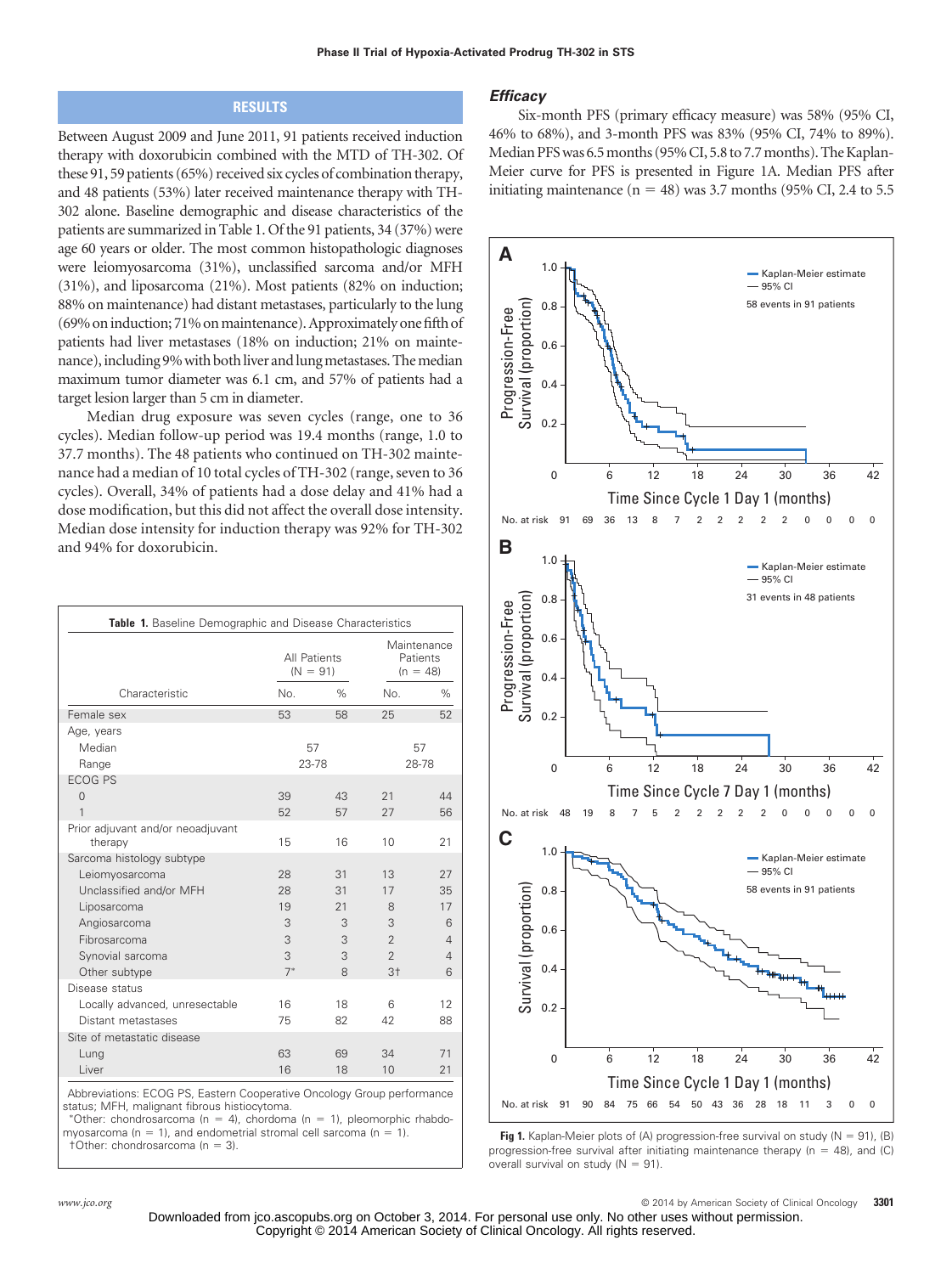## RESULTS

Between August 2009 and June 2011, 91 patients received induction therapy with doxorubicin combined with the MTD of TH-302. Of these 91, 59 patients (65%) received six cycles of combination therapy, and 48 patients (53%) later received maintenance therapy with TH-302 alone. Baseline demographic and disease characteristics of the patients are summarized in Table 1. Of the 91 patients, 34 (37%) were age 60 years or older. The most common histopathologic diagnoses were leiomyosarcoma (31%), unclassified sarcoma and/or MFH (31%), and liposarcoma (21%). Most patients (82% on induction; 88% on maintenance) had distant metastases, particularly to the lung (69% on induction; 71% on maintenance). Approximately one fifth of patients had liver metastases (18% on induction; 21% on maintenance), including 9% with both liver and lung metastases. The median maximum tumor diameter was 6.1 cm, and 57% of patients had a target lesion larger than 5 cm in diameter.

Median drug exposure was seven cycles (range, one to 36 cycles). Median follow-up period was 19.4 months (range, 1.0 to 37.7 months). The 48 patients who continued on TH-302 maintenance had a median of 10 total cycles of TH-302 (range, seven to 36 cycles). Overall, 34% of patients had a dose delay and 41% had a dose modification, but this did not affect the overall dose intensity. Median dose intensity for induction therapy was 92% for TH-302 and 94% for doxorubicin.

**Table 1.** Baseline Demographic and Disease Characteristics

| Characteristic | All Patients (N = 91) | | Maintenance Patients (n = 48) | |
|---|---|---|---|---|
| | No. | % | No. | % |
| Female sex | 53 | 58 | 25 | 52 |
| Age, years | | | | |
| Median | 57 | | 57 | |
| Range | 23-78 | | 28-78 | |
| ECOG PS | | | | |
| 0 | 39 | 43 | 21 | 44 |
| 1 | 52 | 57 | 27 | 56 |
| Prior adjuvant and/or neoadjuvant therapy | 15 | 16 | 10 | 21 |
| Sarcoma histology subtype | | | | |
| Leiomyosarcoma | 28 | 31 | 13 | 27 |
| Unclassified and/or MFH | 28 | 31 | 17 | 35 |
| Liposarcoma | 19 | 21 | 8 | 17 |
| Angiosarcoma | 3 | 3 | 3 | 6 |
| Fibrosarcoma | 3 | 3 | 2 | 4 |
| Synovial sarcoma | 3 | 3 | 2 | 4 |
| Other subtype | 7* | 8 | 3† | 6 |
| Disease status | | | | |
| Locally advanced, unresectable | 16 | 18 | 6 | 12 |
| Distant metastases | 75 | 82 | 42 | 88 |
| Site of metastatic disease | | | | |
| Lung | 63 | 69 | 34 | 71 |
| Liver | 16 | 18 | 10 | 21 |

Abbreviations: ECOG PS, Eastern Cooperative Oncology Group performance status; MFH, malignant fibrous histiocytoma.
*Other: chondrosarcoma (n = 4), chordoma (n = 1), pleomorphic rhabdomyosarcoma (n = 1), and endometrial stromal cell sarcoma (n = 1).
†Other: chondrosarcoma (n = 3).

### *Efficacy*

Six-month PFS (primary efficacy measure) was 58% (95% CI, 46% to 68%), and 3-month PFS was 83% (95% CI, 74% to 89%). Median PFS was 6.5 months (95% CI, 5.8 to 7.7 months). The Kaplan-Meier curve for PFS is presented in Figure 1A. Median PFS after initiating maintenance (n = 48) was 3.7 months (95% CI, 2.4 to 5.5

**Fig 1.** Kaplan-Meier plots of (A) progression-free survival on study (N = 91), (B) progression-free survival after initiating maintenance therapy (n = 48), and (C) overall survival on study (N = 91).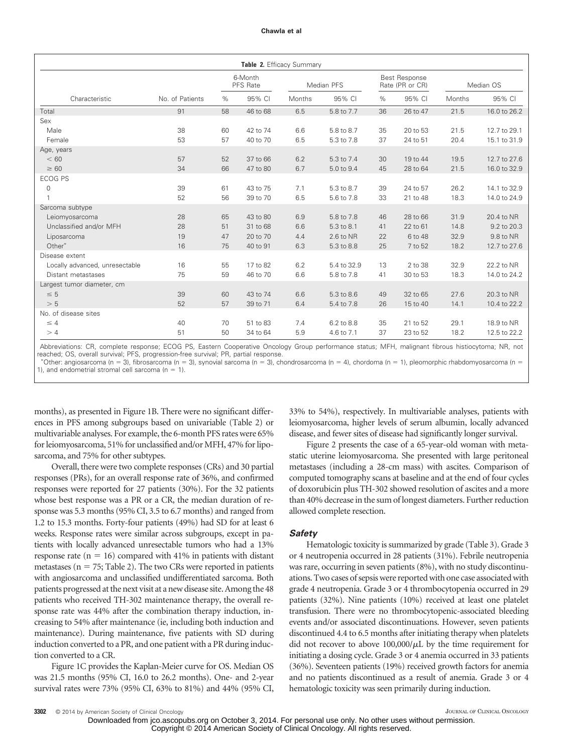**Table 2.** Efficacy Summary

| Characteristic | No. of Patients | 6-Month PFS Rate | | Median PFS | | Best Response Rate (PR or CR) | | Median OS | |
|---|---|---|---|---|---|---|---|---|---|
| | | % | 95% CI | Months | 95% CI | % | 95% CI | Months | 95% CI |
| Total | 91 | 58 | 46 to 68 | 6.5 | 5.8 to 7.7 | 36 | 26 to 47 | 21.5 | 16.0 to 26.2 |
| Sex | | | | | | | | | |
| Male | 38 | 60 | 42 to 74 | 6.6 | 5.8 to 8.7 | 35 | 20 to 53 | 21.5 | 12.7 to 29.1 |
| Female | 53 | 57 | 40 to 70 | 6.5 | 5.3 to 7.8 | 37 | 24 to 51 | 20.4 | 15.1 to 31.9 |
| Age, years | | | | | | | | | |
| < 60 | 57 | 52 | 37 to 66 | 6.2 | 5.3 to 7.4 | 30 | 19 to 44 | 19.5 | 12.7 to 27.6 |
| ≥ 60 | 34 | 66 | 47 to 80 | 6.7 | 5.0 to 9.4 | 45 | 28 to 64 | 21.5 | 16.0 to 32.9 |
| ECOG PS | | | | | | | | | |
| 0 | 39 | 61 | 43 to 75 | 7.1 | 5.3 to 8.7 | 39 | 24 to 57 | 26.2 | 14.1 to 32.9 |
| 1 | 52 | 56 | 39 to 70 | 6.5 | 5.6 to 7.8 | 33 | 21 to 48 | 18.3 | 14.0 to 24.9 |
| Sarcoma subtype | | | | | | | | | |
| Leiomyosarcoma | 28 | 65 | 43 to 80 | 6.9 | 5.8 to 7.8 | 46 | 28 to 66 | 31.9 | 20.4 to NR |
| Unclassified and/or MFH | 28 | 51 | 31 to 68 | 6.6 | 5.3 to 8.1 | 41 | 22 to 61 | 14.8 | 9.2 to 20.3 |
| Liposarcoma | 19 | 47 | 20 to 70 | 4.4 | 2.6 to NR | 22 | 6 to 48 | 32.9 | 9.8 to NR |
| Other* | 16 | 75 | 40 to 91 | 6.3 | 5.3 to 8.8 | 25 | 7 to 52 | 18.2 | 12.7 to 27.6 |
| Disease extent | | | | | | | | | |
| Locally advanced, unresectable | 16 | 55 | 17 to 82 | 6.2 | 5.4 to 32.9 | 13 | 2 to 38 | 32.9 | 22.2 to NR |
| Distant metastases | 75 | 59 | 46 to 70 | 6.6 | 5.8 to 7.8 | 41 | 30 to 53 | 18.3 | 14.0 to 24.2 |
| Largest tumor diameter, cm | | | | | | | | | |
| ≤ 5 | 39 | 60 | 43 to 74 | 6.6 | 5.3 to 8.6 | 49 | 32 to 65 | 27.6 | 20.3 to NR |
| > 5 | 52 | 57 | 39 to 71 | 6.4 | 5.4 to 7.8 | 26 | 15 to 40 | 14.1 | 10.4 to 22.2 |
| No. of disease sites | | | | | | | | | |
| ≤ 4 | 40 | 70 | 51 to 83 | 7.4 | 6.2 to 8.8 | 35 | 21 to 52 | 29.1 | 18.9 to NR |
| > 4 | 51 | 50 | 34 to 64 | 5.9 | 4.6 to 7.1 | 37 | 23 to 52 | 18.2 | 12.5 to 22.2 |

Abbreviations: CR, complete response; ECOG PS, Eastern Cooperative Oncology Group performance status; MFH, malignant fibrous histiocytoma; NR, not reached; OS, overall survival; PFS, progression-free survival; PR, partial response.
*Other: angiosarcoma (n = 3), fibrosarcoma (n = 3), synovial sarcoma (n = 3), chondrosarcoma (n = 4), chordoma (n = 1), pleomorphic rhabdomyosarcoma (n = 1), and endometrial stromal cell sarcoma (n = 1).

months), as presented in Figure 1B. There were no significant differences in PFS among subgroups based on univariable (Table 2) or multivariable analyses. For example, the 6-month PFS rates were 65% for leiomyosarcoma, 51% for unclassified and/or MFH, 47% for liposarcoma, and 75% for other subtypes.

Overall, there were two complete responses (CRs) and 30 partial responses (PRs), for an overall response rate of 36%, and confirmed responses were reported for 27 patients (30%). For the 32 patients whose best response was a PR or a CR, the median duration of response was 5.3 months (95% CI, 3.5 to 6.7 months) and ranged from 1.2 to 15.3 months. Forty-four patients (49%) had SD for at least 6 weeks. Response rates were similar across subgroups, except in patients with locally advanced unresectable tumors who had a 13% response rate (n = 16) compared with 41% in patients with distant metastases (n = 75; Table 2). The two CRs were reported in patients with angiosarcoma and unclassified undifferentiated sarcoma. Both patients progressed at the next visit at a new disease site. Among the 48 patients who received TH-302 maintenance therapy, the overall response rate was 44% after the combination therapy induction, increasing to 54% after maintenance (ie, including both induction and maintenance). During maintenance, five patients with SD during induction converted to a PR, and one patient with a PR during induction converted to a CR.

Figure 1C provides the Kaplan-Meier curve for OS. Median OS was 21.5 months (95% CI, 16.0 to 26.2 months). One- and 2-year survival rates were 73% (95% CI, 63% to 81%) and 44% (95% CI, 33% to 54%), respectively. In multivariable analyses, patients with leiomyosarcoma, higher levels of serum albumin, locally advanced disease, and fewer sites of disease had significantly longer survival.

Figure 2 presents the case of a 65-year-old woman with metastatic uterine leiomyosarcoma. She presented with large peritoneal metastases (including a 28-cm mass) with ascites. Comparison of computed tomography scans at baseline and at the end of four cycles of doxorubicin plus TH-302 showed resolution of ascites and a more than 40% decrease in the sum of longest diameters. Further reduction allowed complete resection.

### *Safety*

Hematologic toxicity is summarized by grade (Table 3). Grade 3 or 4 neutropenia occurred in 28 patients (31%). Febrile neutropenia was rare, occurring in seven patients (8%), with no study discontinuations. Two cases of sepsis were reported with one case associated with grade 4 neutropenia. Grade 3 or 4 thrombocytopenia occurred in 29 patients (32%). Nine patients (10%) received at least one platelet transfusion. There were no thrombocytopenic-associated bleeding events and/or associated discontinuations. However, seven patients discontinued 4.4 to 6.5 months after initiating therapy when platelets did not recover to above $100{,}000/\mu L$ by the time requirement for initiating a dosing cycle. Grade 3 or 4 anemia occurred in 33 patients (36%). Seventeen patients (19%) received growth factors for anemia and no patients discontinued as a result of anemia. Grade 3 or 4 hematologic toxicity was seen primarily during induction.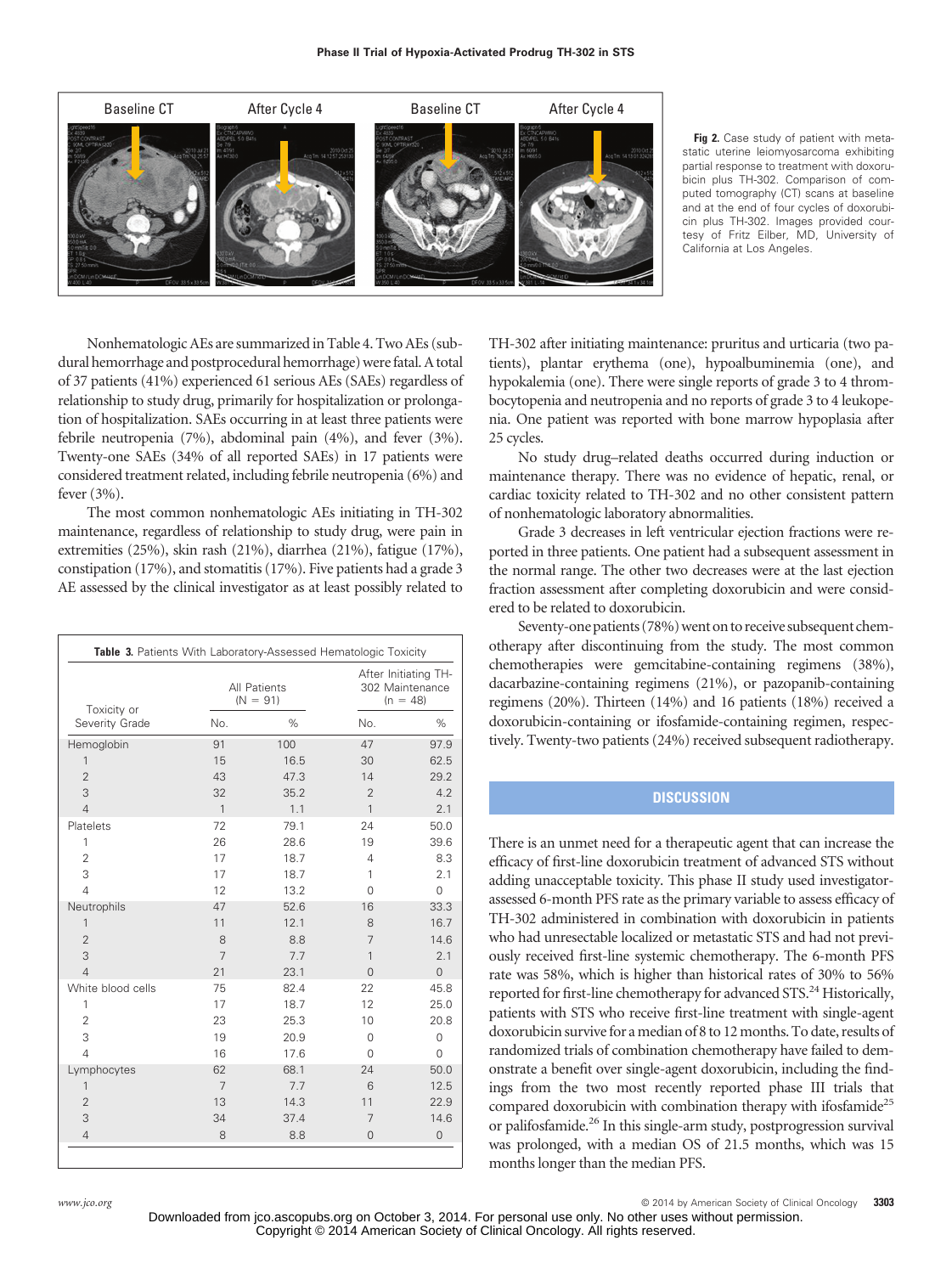Fig 2. Case study of patient with metastatic uterine leiomyosarcoma exhibiting partial response to treatment with doxorubicin plus TH-302. Comparison of computed tomography (CT) scans at baseline and at the end of four cycles of doxorubicin plus TH-302. Images provided courtesy of Fritz Eilber, MD, University of California at Los Angeles.

Nonhematologic AEs are summarized in Table 4. Two AEs (subdural hemorrhage and postprocedural hemorrhage) were fatal. A total of 37 patients (41%) experienced 61 serious AEs (SAEs) regardless of relationship to study drug, primarily for hospitalization or prolongation of hospitalization. SAEs occurring in at least three patients were febrile neutropenia (7%), abdominal pain (4%), and fever (3%). Twenty-one SAEs (34% of all reported SAEs) in 17 patients were considered treatment related, including febrile neutropenia (6%) and fever (3%).

The most common nonhematologic AEs initiating in TH-302 maintenance, regardless of relationship to study drug, were pain in extremities (25%), skin rash (21%), diarrhea (21%), fatigue (17%), constipation (17%), and stomatitis (17%). Five patients had a grade 3 AE assessed by the clinical investigator as at least possibly related to TH-302 after initiating maintenance: pruritus and urticaria (two patients), plantar erythema (one), hypoalbuminemia (one), and hypokalemia (one). There were single reports of grade 3 to 4 thrombocytopenia and neutropenia and no reports of grade 3 to 4 leukopenia. One patient was reported with bone marrow hypoplasia after 25 cycles.

No study drug–related deaths occurred during induction or maintenance therapy. There was no evidence of hepatic, renal, or cardiac toxicity related to TH-302 and no other consistent pattern of nonhematologic laboratory abnormalities.

Grade 3 decreases in left ventricular ejection fractions were reported in three patients. One patient had a subsequent assessment in the normal range. The other two decreases were at the last ejection fraction assessment after completing doxorubicin and were considered to be related to doxorubicin.

Seventy-one patients (78%) went on to receive subsequent chemotherapy after discontinuing from the study. The most common chemotherapies were gemcitabine-containing regimens (38%), dacarbazine-containing regimens (21%), or pazopanib-containing regimens (20%). Thirteen (14%) and 16 patients (18%) received a doxorubicin-containing or ifosfamide-containing regimen, respectively. Twenty-two patients (24%) received subsequent radiotherapy.

**Table 3.** Patients With Laboratory-Assessed Hematologic Toxicity

| Toxicity or Severity Grade | All Patients (N = 91) | | After Initiating TH-302 Maintenance (n = 48) | |
|---|---|---|---|---|
| | No. | % | No. | % |
| Hemoglobin | 91 | 100 | 47 | 97.9 |
| 1 | 15 | 16.5 | 30 | 62.5 |
| 2 | 43 | 47.3 | 14 | 29.2 |
| 3 | 32 | 35.2 | 2 | 4.2 |
| 4 | 1 | 1.1 | 1 | 2.1 |
| Platelets | 72 | 79.1 | 24 | 50.0 |
| 1 | 26 | 28.6 | 19 | 39.6 |
| 2 | 17 | 18.7 | 4 | 8.3 |
| 3 | 17 | 18.7 | 1 | 2.1 |
| 4 | 12 | 13.2 | 0 | 0 |
| Neutrophils | 47 | 52.6 | 16 | 33.3 |
| 1 | 11 | 12.1 | 8 | 16.7 |
| 2 | 8 | 8.8 | 7 | 14.6 |
| 3 | 7 | 7.7 | 1 | 2.1 |
| 4 | 21 | 23.1 | 0 | 0 |
| White blood cells | 75 | 82.4 | 22 | 45.8 |
| 1 | 17 | 18.7 | 12 | 25.0 |
| 2 | 23 | 25.3 | 10 | 20.8 |
| 3 | 19 | 20.9 | 0 | 0 |
| 4 | 16 | 17.6 | 0 | 0 |
| Lymphocytes | 62 | 68.1 | 24 | 50.0 |
| 1 | 7 | 7.7 | 6 | 12.5 |
| 2 | 13 | 14.3 | 11 | 22.9 |
| 3 | 34 | 37.4 | 7 | 14.6 |
| 4 | 8 | 8.8 | 0 | 0 |

## DISCUSSION

There is an unmet need for a therapeutic agent that can increase the efficacy of first-line doxorubicin treatment of advanced STS without adding unacceptable toxicity. This phase II study used investigator-assessed 6-month PFS rate as the primary variable to assess efficacy of TH-302 administered in combination with doxorubicin in patients who had unresectable localized or metastatic STS and had not previously received first-line systemic chemotherapy. The 6-month PFS rate was 58%, which is higher than historical rates of 30% to 56% reported for first-line chemotherapy for advanced STS.[24] Historically, patients with STS who receive first-line treatment with single-agent doxorubicin survive for a median of 8 to 12 months. To date, results of randomized trials of combination chemotherapy have failed to demonstrate a benefit over single-agent doxorubicin, including the findings from the two most recently reported phase III trials that compared doxorubicin with combination therapy with ifosfamide[25] or palifosfamide.[26] In this single-arm study, postprogression survival was prolonged, with a median OS of 21.5 months, which was 15 months longer than the median PFS.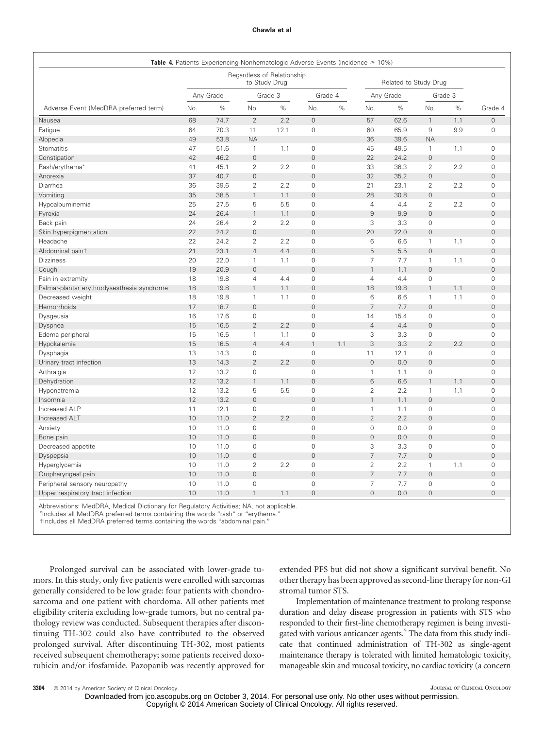**Table 4.** Patients Experiencing Nonhematologic Adverse Events (incidence ≥ 10%)

| Adverse Event (MedDRA preferred term) | Regardless of Relationship to Study Drug | | | | | | Related to Study Drug | | | | |
|---|---|---|---|---|---|---|---|---|---|---|---|
| | Any Grade | | Grade 3 | | Grade 4 | | Any Grade | | Grade 3 | | Grade 4 |
| | No. | % | No. | % | No. | % | No. | % | No. | % | |
| Nausea | 68 | 74.7 | 2 | 2.2 | 0 | | 57 | 62.6 | 1 | 1.1 | 0 |
| Fatigue | 64 | 70.3 | 11 | 12.1 | 0 | | 60 | 65.9 | 9 | 9.9 | 0 |
| Alopecia | 49 | 53.8 | NA | | | | 36 | 39.6 | NA | | |
| Stomatitis | 47 | 51.6 | 1 | 1.1 | 0 | | 45 | 49.5 | 1 | 1.1 | 0 |
| Constipation | 42 | 46.2 | 0 | | 0 | | 22 | 24.2 | 0 | | 0 |
| Rash/erythema* | 41 | 45.1 | 2 | 2.2 | 0 | | 33 | 36.3 | 2 | 2.2 | 0 |
| Anorexia | 37 | 40.7 | 0 | | 0 | | 32 | 35.2 | 0 | | 0 |
| Diarrhea | 36 | 39.6 | 2 | 2.2 | 0 | | 21 | 23.1 | 2 | 2.2 | 0 |
| Vomiting | 35 | 38.5 | 1 | 1.1 | 0 | | 28 | 30.8 | 0 | | 0 |
| Hypoalbuminemia | 25 | 27.5 | 5 | 5.5 | 0 | | 4 | 4.4 | 2 | 2.2 | 0 |
| Pyrexia | 24 | 26.4 | 1 | 1.1 | 0 | | 9 | 9.9 | 0 | | 0 |
| Back pain | 24 | 26.4 | 2 | 2.2 | 0 | | 3 | 3.3 | 0 | | 0 |
| Skin hyperpigmentation | 22 | 24.2 | 0 | | 0 | | 20 | 22.0 | 0 | | 0 |
| Headache | 22 | 24.2 | 2 | 2.2 | 0 | | 6 | 6.6 | 1 | 1.1 | 0 |
| Abdominal pain† | 21 | 23.1 | 4 | 4.4 | 0 | | 5 | 5.5 | 0 | | 0 |
| Dizziness | 20 | 22.0 | 1 | 1.1 | 0 | | 7 | 7.7 | 1 | 1.1 | 0 |
| Cough | 19 | 20.9 | 0 | | 0 | | 1 | 1.1 | 0 | | 0 |
| Pain in extremity | 18 | 19.8 | 4 | 4.4 | 0 | | 4 | 4.4 | 0 | | 0 |
| Palmar-plantar erythrodysesthesia syndrome | 18 | 19.8 | 1 | 1.1 | 0 | | 18 | 19.8 | 1 | 1.1 | 0 |
| Decreased weight | 18 | 19.8 | 1 | 1.1 | 0 | | 6 | 6.6 | 1 | 1.1 | 0 |
| Hemorrhoids | 17 | 18.7 | 0 | | 0 | | 7 | 7.7 | 0 | | 0 |
| Dysgeusia | 16 | 17.6 | 0 | | 0 | | 14 | 15.4 | 0 | | 0 |
| Dyspnea | 15 | 16.5 | 2 | 2.2 | 0 | | 4 | 4.4 | 0 | | 0 |
| Edema peripheral | 15 | 16.5 | 1 | 1.1 | 0 | | 3 | 3.3 | 0 | | 0 |
| Hypokalemia | 15 | 16.5 | 4 | 4.4 | 1 | 1.1 | 3 | 3.3 | 2 | 2.2 | 0 |
| Dysphagia | 13 | 14.3 | 0 | | 0 | | 11 | 12.1 | 0 | | 0 |
| Urinary tract infection | 13 | 14.3 | 2 | 2.2 | 0 | | 0 | 0.0 | 0 | | 0 |
| Arthralgia | 12 | 13.2 | 0 | | 0 | | 1 | 1.1 | 0 | | 0 |
| Dehydration | 12 | 13.2 | 1 | 1.1 | 0 | | 6 | 6.6 | 1 | 1.1 | 0 |
| Hyponatremia | 12 | 13.2 | 5 | 5.5 | 0 | | 2 | 2.2 | 1 | 1.1 | 0 |
| Insomnia | 12 | 13.2 | 0 | | 0 | | 1 | 1.1 | 0 | | 0 |
| Increased ALP | 11 | 12.1 | 0 | | 0 | | 1 | 1.1 | 0 | | 0 |
| Increased ALT | 10 | 11.0 | 2 | 2.2 | 0 | | 2 | 2.2 | 0 | | 0 |
| Anxiety | 10 | 11.0 | 0 | | 0 | | 0 | 0.0 | 0 | | 0 |
| Bone pain | 10 | 11.0 | 0 | | 0 | | 0 | 0.0 | 0 | | 0 |
| Decreased appetite | 10 | 11.0 | 0 | | 0 | | 3 | 3.3 | 0 | | 0 |
| Dyspepsia | 10 | 11.0 | 0 | | 0 | | 7 | 7.7 | 0 | | 0 |
| Hyperglycemia | 10 | 11.0 | 2 | 2.2 | 0 | | 2 | 2.2 | 1 | 1.1 | 0 |
| Oropharyngeal pain | 10 | 11.0 | 0 | | 0 | | 7 | 7.7 | 0 | | 0 |
| Peripheral sensory neuropathy | 10 | 11.0 | 0 | | 0 | | 7 | 7.7 | 0 | | 0 |
| Upper respiratory tract infection | 10 | 11.0 | 1 | 1.1 | 0 | | 0 | 0.0 | 0 | | 0 |

Abbreviations: MedDRA, Medical Dictionary for Regulatory Activities; NA, not applicable.
*Includes all MedDRA preferred terms containing the words "rash" or "erythema."
†Includes all MedDRA preferred terms containing the words "abdominal pain."

Prolonged survival can be associated with lower-grade tumors. In this study, only five patients were enrolled with sarcomas generally considered to be low grade: four patients with chondrosarcoma and one patient with chordoma. All other patients met eligibility criteria excluding low-grade tumors, but no central pathology review was conducted. Subsequent therapies after discontinuing TH-302 could also have contributed to the observed prolonged survival. After discontinuing TH-302, most patients received subsequent chemotherapy; some patients received doxorubicin and/or ifosfamide. Pazopanib was recently approved for extended PFS but did not show a significant survival benefit. No other therapy has been approved as second-line therapy for non-GI stromal tumor STS.

Implementation of maintenance treatment to prolong response duration and delay disease progression in patients with STS who responded to their first-line chemotherapy regimen is being investigated with various anticancer agents.[5] The data from this study indicate that continued administration of TH-302 as single-agent maintenance therapy is tolerated with limited hematologic toxicity, manageable skin and mucosal toxicity, no cardiac toxicity (a concern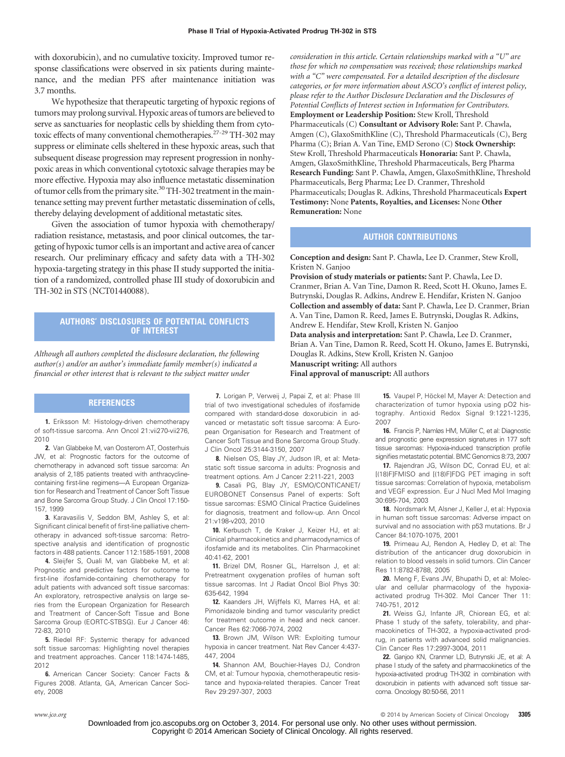with doxorubicin), and no cumulative toxicity. Improved tumor response classifications were observed in six patients during maintenance, and the median PFS after maintenance initiation was 3.7 months.

We hypothesize that therapeutic targeting of hypoxic regions of tumors may prolong survival. Hypoxic areas of tumors are believed to serve as sanctuaries for neoplastic cells by shielding them from cytotoxic effects of many conventional chemotherapies.[27-29] TH-302 may suppress or eliminate cells sheltered in these hypoxic areas, such that subsequent disease progression may represent progression in nonhypoxic areas in which conventional cytotoxic salvage therapies may be more effective. Hypoxia may also influence metastatic dissemination of tumor cells from the primary site.[30] TH-302 treatment in the maintenance setting may prevent further metastatic dissemination of cells, thereby delaying development of additional metastatic sites.

Given the association of tumor hypoxia with chemotherapy/radiation resistance, metastasis, and poor clinical outcomes, the targeting of hypoxic tumor cells is an important and active area of cancer research. Our preliminary efficacy and safety data with a TH-302 hypoxia-targeting strategy in this phase II study supported the initiation of a randomized, controlled phase III study of doxorubicin and TH-302 in STS (NCT01440088).

## AUTHORS' DISCLOSURES OF POTENTIAL CONFLICTS OF INTEREST

*Although all authors completed the disclosure declaration, the following author(s) and/or an author's immediate family member(s) indicated a financial or other interest that is relevant to the subject matter under consideration in this article. Certain relationships marked with a "U" are those for which no compensation was received; those relationships marked with a "C" were compensated. For a detailed description of the disclosure categories, or for more information about ASCO's conflict of interest policy, please refer to the Author Disclosure Declaration and the Disclosures of Potential Conflicts of Interest section in Information for Contributors.*

**Employment or Leadership Position:** Stew Kroll, Threshold Pharmaceuticals (C) **Consultant or Advisory Role:** Sant P. Chawla, Amgen (C), GlaxoSmithKline (C), Threshold Pharmaceuticals (C), Berg Pharma (C); Brian A. Van Tine, EMD Serono (C) **Stock Ownership:** Stew Kroll, Threshold Pharmaceuticals **Honoraria:** Sant P. Chawla, Amgen, GlaxoSmithKline, Threshold Pharmaceuticals, Berg Pharma **Research Funding:** Sant P. Chawla, Amgen, GlaxoSmithKline, Threshold Pharmaceuticals, Berg Pharma; Lee D. Cranmer, Threshold Pharmaceuticals; Douglas R. Adkins, Threshold Pharmaceuticals **Expert Testimony:** None **Patents, Royalties, and Licenses:** None **Other Remuneration:** None

## AUTHOR CONTRIBUTIONS

**Conception and design:** Sant P. Chawla, Lee D. Cranmer, Stew Kroll, Kristen N. Ganjoo
**Provision of study materials or patients:** Sant P. Chawla, Lee D. Cranmer, Brian A. Van Tine, Damon R. Reed, Scott H. Okuno, James E. Butrynski, Douglas R. Adkins, Andrew E. Hendifar, Kristen N. Ganjoo
**Collection and assembly of data:** Sant P. Chawla, Lee D. Cranmer, Brian A. Van Tine, Damon R. Reed, James E. Butrynski, Douglas R. Adkins, Andrew E. Hendifar, Stew Kroll, Kristen N. Ganjoo
**Data analysis and interpretation:** Sant P. Chawla, Lee D. Cranmer, Brian A. Van Tine, Damon R. Reed, Scott H. Okuno, James E. Butrynski, Douglas R. Adkins, Stew Kroll, Kristen N. Ganjoo
**Manuscript writing:** All authors
**Final approval of manuscript:** All authors

## REFERENCES

1. Eriksson M: Histology-driven chemotherapy of soft-tissue sarcoma. Ann Oncol 21:vii270-vii276, 2010

2. Van Glabbeke M, van Oosterom AT, Oosterhuis JW, et al: Prognostic factors for the outcome of chemotherapy in advanced soft tissue sarcoma: An analysis of 2,185 patients treated with anthracycline-containing first-line regimens—A European Organization for Research and Treatment of Cancer Soft Tissue and Bone Sarcoma Group Study. J Clin Oncol 17:150-157, 1999

3. Karavasilis V, Seddon BM, Ashley S, et al: Significant clinical benefit of first-line palliative chemotherapy in advanced soft-tissue sarcoma: Retrospective analysis and identification of prognostic factors in 488 patients. Cancer 112:1585-1591, 2008

4. Sleijfer S, Ouali M, van Glabbeke M, et al: Prognostic and predictive factors for outcome to first-line ifosfamide-containing chemotherapy for adult patients with advanced soft tissue sarcomas: An exploratory, retrospective analysis on large series from the European Organization for Research and Treatment of Cancer-Soft Tissue and Bone Sarcoma Group (EORTC-STBSG). Eur J Cancer 46:72-83, 2010

5. Riedel RF: Systemic therapy for advanced soft tissue sarcomas: Highlighting novel therapies and treatment approaches. Cancer 118:1474-1485, 2012

6. American Cancer Society: Cancer Facts & Figures 2008. Atlanta, GA, American Cancer Society, 2008

7. Lorigan P, Verweij J, Papai Z, et al: Phase III trial of two investigational schedules of ifosfamide compared with standard-dose doxorubicin in advanced or metastatic soft tissue sarcoma: A European Organisation for Research and Treatment of Cancer Soft Tissue and Bone Sarcoma Group Study. J Clin Oncol 25:3144-3150, 2007

8. Nielsen OS, Blay JY, Judson IR, et al: Metastatic soft tissue sarcoma in adults: Prognosis and treatment options. Am J Cancer 2:211-221, 2003

9. Casali PG, Blay JY, ESMO/CONTICANET/EUROBONET Consensus Panel of experts: Soft tissue sarcomas: ESMO Clinical Practice Guidelines for diagnosis, treatment and follow-up. Ann Oncol 21:v198-v203, 2010

10. Kerbusch T, de Kraker J, Keizer HJ, et al: Clinical pharmacokinetics and pharmacodynamics of ifosfamide and its metabolites. Clin Pharmacokinet 40:41-62, 2001

11. Brizel DM, Rosner GL, Harrelson J, et al: Pretreatment oxygenation profiles of human soft tissue sarcomas. Int J Radiat Oncol Biol Phys 30:635-642, 1994

12. Kaanders JH, Wijffels KI, Marres HA, et al: Pimonidazole binding and tumor vascularity predict for treatment outcome in head and neck cancer. Cancer Res 62:7066-7074, 2002

13. Brown JM, Wilson WR: Exploiting tumour hypoxia in cancer treatment. Nat Rev Cancer 4:437-447, 2004

14. Shannon AM, Bouchier-Hayes DJ, Condron CM, et al: Tumour hypoxia, chemotherapeutic resistance and hypoxia-related therapies. Cancer Treat Rev 29:297-307, 2003

15. Vaupel P, Höckel M, Mayer A: Detection and characterization of tumor hypoxia using pO2 histography. Antioxid Redox Signal 9:1221-1235, 2007

16. Francis P, Namløs HM, Müller C, et al: Diagnostic and prognostic gene expression signatures in 177 soft tissue sarcomas: Hypoxia-induced transcription profile signifies metastatic potential. BMC Genomics 8:73, 2007

17. Rajendran JG, Wilson DC, Conrad EU, et al: [(18)F]FMISO and [(18)F]FDG PET imaging in soft tissue sarcomas: Correlation of hypoxia, metabolism and VEGF expression. Eur J Nucl Med Mol Imaging 30:695-704, 2003

18. Nordsmark M, Alsner J, Keller J, et al: Hypoxia in human soft tissue sarcomas: Adverse impact on survival and no association with p53 mutations. Br J Cancer 84:1070-1075, 2001

19. Primeau AJ, Rendon A, Hedley D, et al: The distribution of the anticancer drug doxorubicin in relation to blood vessels in solid tumors. Clin Cancer Res 11:8782-8788, 2005

20. Meng F, Evans JW, Bhupathi D, et al: Molecular and cellular pharmacology of the hypoxia-activated prodrug TH-302. Mol Cancer Ther 11:740-751, 2012

21. Weiss GJ, Infante JR, Chiorean EG, et al: Phase 1 study of the safety, tolerability, and pharmacokinetics of TH-302, a hypoxia-activated prodrug, in patients with advanced solid malignancies. Clin Cancer Res 17:2997-3004, 2011

22. Ganjoo KN, Cranmer LD, Butrynski JE, et al: A phase I study of the safety and pharmacokinetics of the hypoxia-activated prodrug TH-302 in combination with doxorubicin in patients with advanced soft tissue sarcoma. Oncology 80:50-56, 2011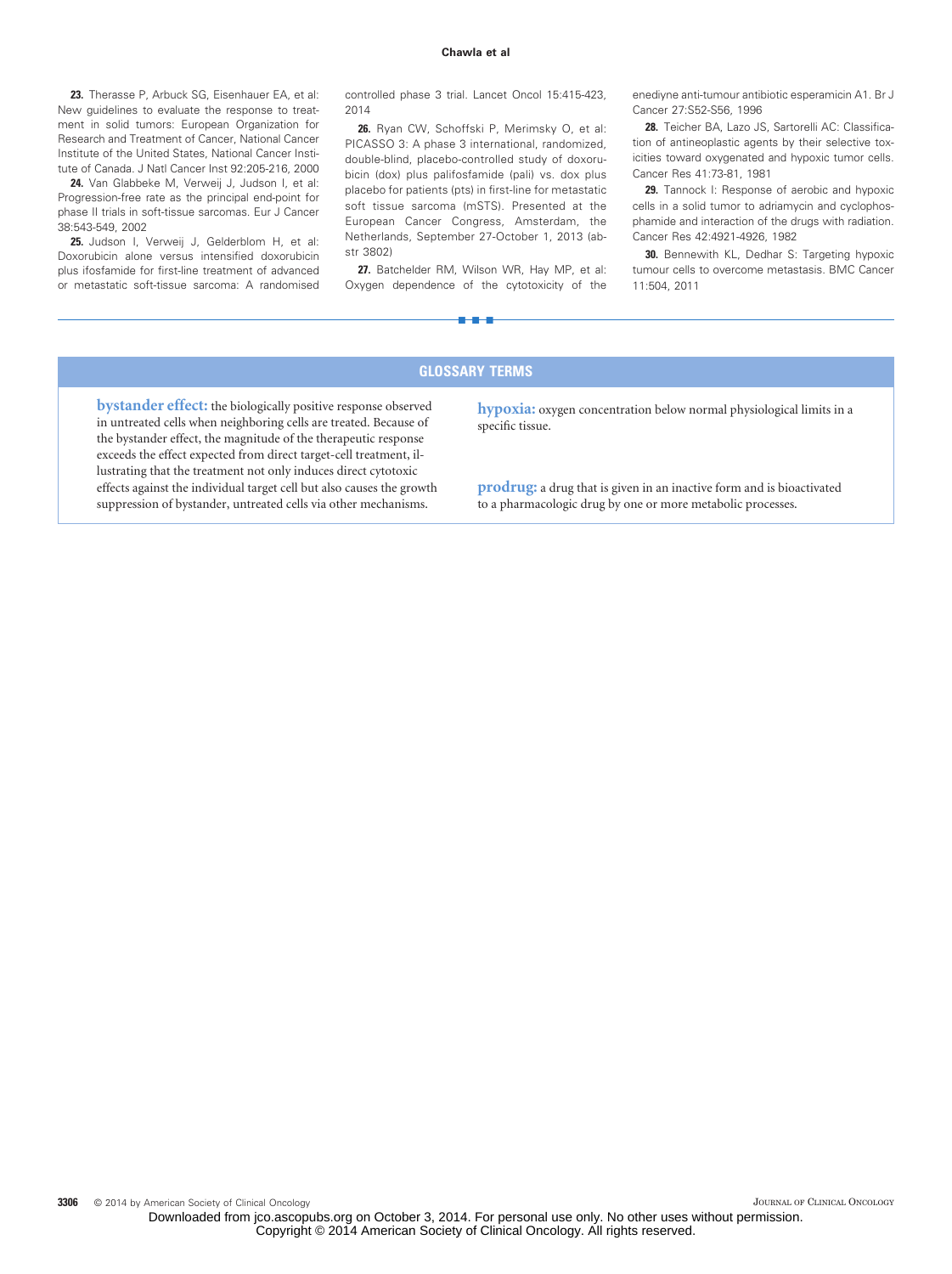23. Therasse P, Arbuck SG, Eisenhauer EA, et al: New guidelines to evaluate the response to treatment in solid tumors: European Organization for Research and Treatment of Cancer, National Cancer Institute of the United States, National Cancer Institute of Canada. J Natl Cancer Inst 92:205-216, 2000

24. Van Glabbeke M, Verweij J, Judson I, et al: Progression-free rate as the principal end-point for phase II trials in soft-tissue sarcomas. Eur J Cancer 38:543-549, 2002

25. Judson I, Verweij J, Gelderblom H, et al: Doxorubicin alone versus intensified doxorubicin plus ifosfamide for first-line treatment of advanced or metastatic soft-tissue sarcoma: A randomised controlled phase 3 trial. Lancet Oncol 15:415-423, 2014

26. Ryan CW, Schoffski P, Merimsky O, et al: PICASSO 3: A phase 3 international, randomized, double-blind, placebo-controlled study of doxorubicin (dox) plus palifosfamide (pali) vs. dox plus placebo for patients (pts) in first-line for metastatic soft tissue sarcoma (mSTS). Presented at the European Cancer Congress, Amsterdam, the Netherlands, September 27-October 1, 2013 (abstr 3802)

27. Batchelder RM, Wilson WR, Hay MP, et al: Oxygen dependence of the cytotoxicity of the enediyne anti-tumour antibiotic esperamicin A1. Br J Cancer 27:S52-S56, 1996

28. Teicher BA, Lazo JS, Sartorelli AC: Classification of antineoplastic agents by their selective toxicities toward oxygenated and hypoxic tumor cells. Cancer Res 41:73-81, 1981

29. Tannock I: Response of aerobic and hypoxic cells in a solid tumor to adriamycin and cyclophosphamide and interaction of the drugs with radiation. Cancer Res 42:4921-4926, 1982

30. Bennewith KL, Dedhar S: Targeting hypoxic tumour cells to overcome metastasis. BMC Cancer 11:504, 2011

## GLOSSARY TERMS

**bystander effect:** the biologically positive response observed in untreated cells when neighboring cells are treated. Because of the bystander effect, the magnitude of the therapeutic response exceeds the effect expected from direct target-cell treatment, illustrating that the treatment not only induces direct cytotoxic effects against the individual target cell but also causes the growth suppression of bystander, untreated cells via other mechanisms.

**hypoxia:** oxygen concentration below normal physiological limits in a specific tissue.

**prodrug:** a drug that is given in an inactive form and is bioactivated to a pharmacologic drug by one or more metabolic processes.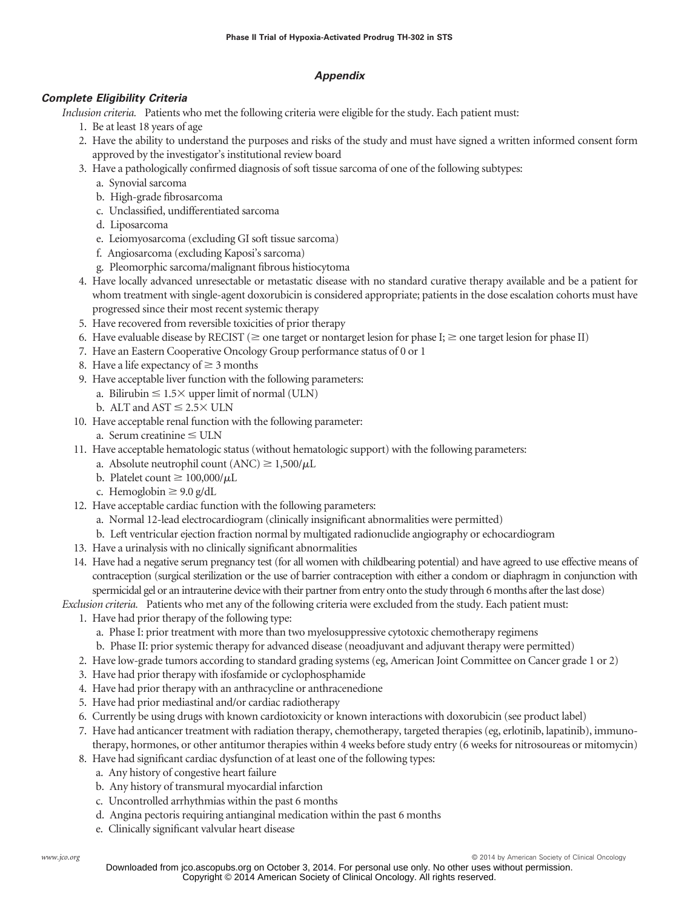## Appendix

### Complete Eligibility Criteria

*Inclusion criteria.* Patients who met the following criteria were eligible for the study. Each patient must:

1. Be at least 18 years of age
2. Have the ability to understand the purposes and risks of the study and must have signed a written informed consent form approved by the investigator's institutional review board
3. Have a pathologically confirmed diagnosis of soft tissue sarcoma of one of the following subtypes:
   a. Synovial sarcoma
   b. High-grade fibrosarcoma
   c. Unclassified, undifferentiated sarcoma
   d. Liposarcoma
   e. Leiomyosarcoma (excluding GI soft tissue sarcoma)
   f. Angiosarcoma (excluding Kaposi's sarcoma)
   g. Pleomorphic sarcoma/malignant fibrous histiocytoma
4. Have locally advanced unresectable or metastatic disease with no standard curative therapy available and be a patient for whom treatment with single-agent doxorubicin is considered appropriate; patients in the dose escalation cohorts must have progressed since their most recent systemic therapy
5. Have recovered from reversible toxicities of prior therapy
6. Have evaluable disease by RECIST ($\geq$ one target or nontarget lesion for phase I; $\geq$ one target lesion for phase II)
7. Have an Eastern Cooperative Oncology Group performance status of 0 or 1
8. Have a life expectancy of $\geq$ 3 months
9. Have acceptable liver function with the following parameters:
   a. Bilirubin $\leq 1.5\times$ upper limit of normal (ULN)
   b. ALT and AST $\leq 2.5\times$ ULN
10. Have acceptable renal function with the following parameter:
    a. Serum creatinine $\leq$ ULN
11. Have acceptable hematologic status (without hematologic support) with the following parameters:
    a. Absolute neutrophil count (ANC) $\geq 1{,}500/\mu$L
    b. Platelet count $\geq 100{,}000/\mu$L
    c. Hemoglobin $\geq$ 9.0 g/dL
12. Have acceptable cardiac function with the following parameters:
    a. Normal 12-lead electrocardiogram (clinically insignificant abnormalities were permitted)
    b. Left ventricular ejection fraction normal by multigated radionuclide angiography or echocardiogram
13. Have a urinalysis with no clinically significant abnormalities
14. Have had a negative serum pregnancy test (for all women with childbearing potential) and have agreed to use effective means of contraception (surgical sterilization or the use of barrier contraception with either a condom or diaphragm in conjunction with spermicidal gel or an intrauterine device with their partner from entry onto the study through 6 months after the last dose)

*Exclusion criteria.* Patients who met any of the following criteria were excluded from the study. Each patient must:

1. Have had prior therapy of the following type:
   a. Phase I: prior treatment with more than two myelosuppressive cytotoxic chemotherapy regimens
   b. Phase II: prior systemic therapy for advanced disease (neoadjuvant and adjuvant therapy were permitted)
2. Have low-grade tumors according to standard grading systems (eg, American Joint Committee on Cancer grade 1 or 2)
3. Have had prior therapy with ifosfamide or cyclophosphamide
4. Have had prior therapy with an anthracycline or anthracenedione
5. Have had prior mediastinal and/or cardiac radiotherapy
6. Currently be using drugs with known cardiotoxicity or known interactions with doxorubicin (see product label)
7. Have had anticancer treatment with radiation therapy, chemotherapy, targeted therapies (eg, erlotinib, lapatinib), immunotherapy, hormones, or other antitumor therapies within 4 weeks before study entry (6 weeks for nitrosoureas or mitomycin)
8. Have had significant cardiac dysfunction of at least one of the following types:
   a. Any history of congestive heart failure
   b. Any history of transmural myocardial infarction
   c. Uncontrolled arrhythmias within the past 6 months
   d. Angina pectoris requiring antianginal medication within the past 6 months
   e. Clinically significant valvular heart disease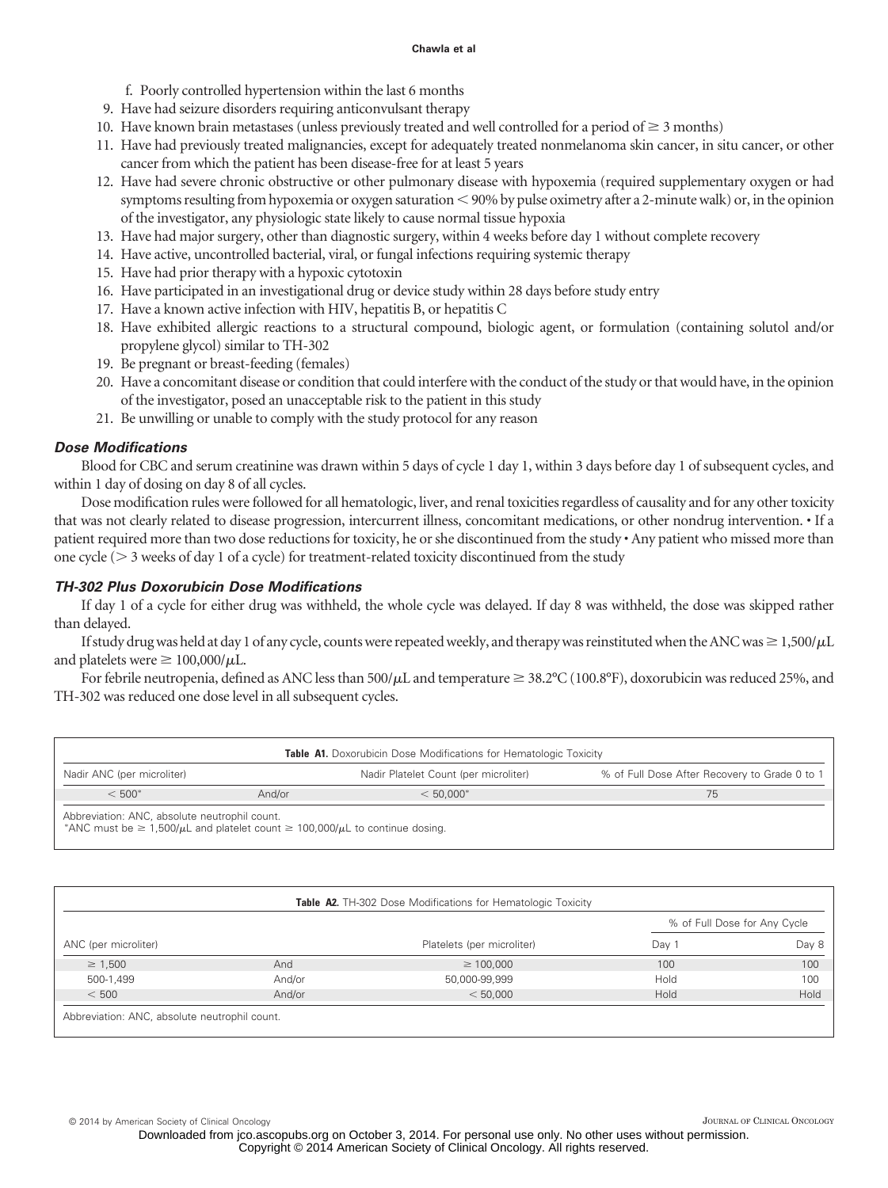f. Poorly controlled hypertension within the last 6 months

9. Have had seizure disorders requiring anticonvulsant therapy
10. Have known brain metastases (unless previously treated and well controlled for a period of ≥ 3 months)
11. Have had previously treated malignancies, except for adequately treated nonmelanoma skin cancer, in situ cancer, or other cancer from which the patient has been disease-free for at least 5 years
12. Have had severe chronic obstructive or other pulmonary disease with hypoxemia (required supplementary oxygen or had symptoms resulting from hypoxemia or oxygen saturation < 90% by pulse oximetry after a 2-minute walk) or, in the opinion of the investigator, any physiologic state likely to cause normal tissue hypoxia
13. Have had major surgery, other than diagnostic surgery, within 4 weeks before day 1 without complete recovery
14. Have active, uncontrolled bacterial, viral, or fungal infections requiring systemic therapy
15. Have had prior therapy with a hypoxic cytotoxin
16. Have participated in an investigational drug or device study within 28 days before study entry
17. Have a known active infection with HIV, hepatitis B, or hepatitis C
18. Have exhibited allergic reactions to a structural compound, biologic agent, or formulation (containing solutol and/or propylene glycol) similar to TH-302
19. Be pregnant or breast-feeding (females)
20. Have a concomitant disease or condition that could interfere with the conduct of the study or that would have, in the opinion of the investigator, posed an unacceptable risk to the patient in this study
21. Be unwilling or unable to comply with the study protocol for any reason

### *Dose Modifications*

Blood for CBC and serum creatinine was drawn within 5 days of cycle 1 day 1, within 3 days before day 1 of subsequent cycles, and within 1 day of dosing on day 8 of all cycles.

Dose modification rules were followed for all hematologic, liver, and renal toxicities regardless of causality and for any other toxicity that was not clearly related to disease progression, intercurrent illness, concomitant medications, or other nondrug intervention. • If a patient required more than two dose reductions for toxicity, he or she discontinued from the study • Any patient who missed more than one cycle (> 3 weeks of day 1 of a cycle) for treatment-related toxicity discontinued from the study

### *TH-302 Plus Doxorubicin Dose Modifications*

If day 1 of a cycle for either drug was withheld, the whole cycle was delayed. If day 8 was withheld, the dose was skipped rather than delayed.

If study drug was held at day 1 of any cycle, counts were repeated weekly, and therapy was reinstituted when the ANC was ≥ 1,500/μL and platelets were ≥ 100,000/μL.

For febrile neutropenia, defined as ANC less than 500/μL and temperature ≥ 38.2°C (100.8°F), doxorubicin was reduced 25%, and TH-302 was reduced one dose level in all subsequent cycles.

**Table A1.** Doxorubicin Dose Modifications for Hematologic Toxicity

| Nadir ANC (per microliter) | | Nadir Platelet Count (per microliter) | % of Full Dose After Recovery to Grade 0 to 1 |
|---|---|---|---|
| < 500* | And/or | < 50,000* | 75 |

Abbreviation: ANC, absolute neutrophil count.
*ANC must be ≥ 1,500/μL and platelet count ≥ 100,000/μL to continue dosing.

**Table A2.** TH-302 Dose Modifications for Hematologic Toxicity

| | | | % of Full Dose for Any Cycle | |
|---|---|---|---|---|
| ANC (per microliter) | | Platelets (per microliter) | Day 1 | Day 8 |
| ≥ 1,500 | And | ≥ 100,000 | 100 | 100 |
| 500-1,499 | And/or | 50,000-99,999 | Hold | 100 |
| < 500 | And/or | < 50,000 | Hold | Hold |

Abbreviation: ANC, absolute neutrophil count.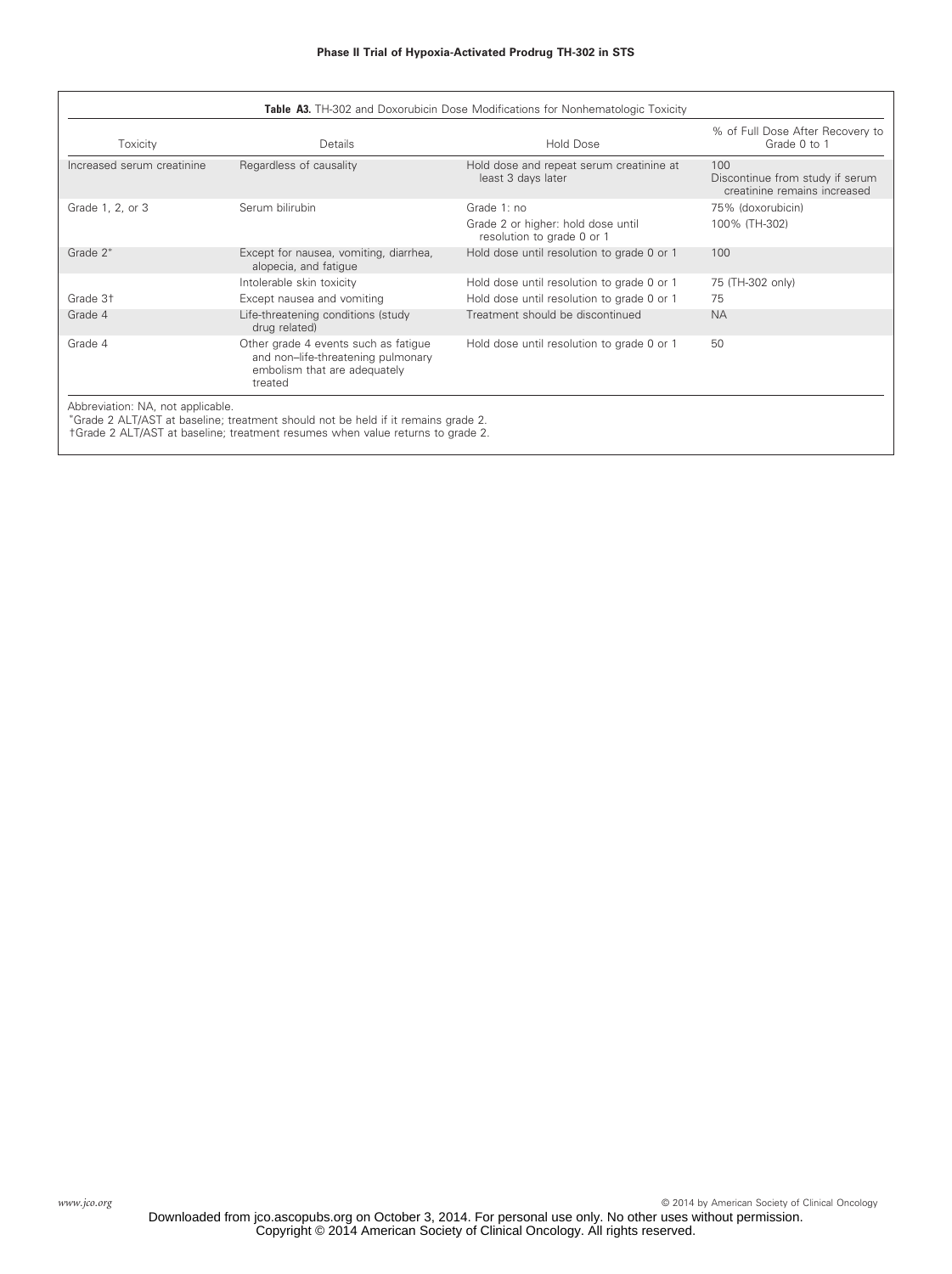**Table A3.** TH-302 and Doxorubicin Dose Modifications for Nonhematologic Toxicity

| Toxicity | Details | Hold Dose | % of Full Dose After Recovery to Grade 0 to 1 |
|---|---|---|---|
| Increased serum creatinine | Regardless of causality | Hold dose and repeat serum creatinine at least 3 days later | 100<br>Discontinue from study if serum creatinine remains increased |
| Grade 1, 2, or 3 | Serum bilirubin | Grade 1: no<br>Grade 2 or higher: hold dose until resolution to grade 0 or 1 | 75% (doxorubicin)<br>100% (TH-302) |
| Grade 2* | Except for nausea, vomiting, diarrhea, alopecia, and fatigue | Hold dose until resolution to grade 0 or 1 | 100 |
| | Intolerable skin toxicity | Hold dose until resolution to grade 0 or 1 | 75 (TH-302 only) |
| Grade 3† | Except nausea and vomiting | Hold dose until resolution to grade 0 or 1 | 75 |
| Grade 4 | Life-threatening conditions (study drug related) | Treatment should be discontinued | NA |
| Grade 4 | Other grade 4 events such as fatigue and non–life-threatening pulmonary embolism that are adequately treated | Hold dose until resolution to grade 0 or 1 | 50 |

Abbreviation: NA, not applicable.
*Grade 2 ALT/AST at baseline; treatment should not be held if it remains grade 2.
†Grade 2 ALT/AST at baseline; treatment resumes when value returns to grade 2.